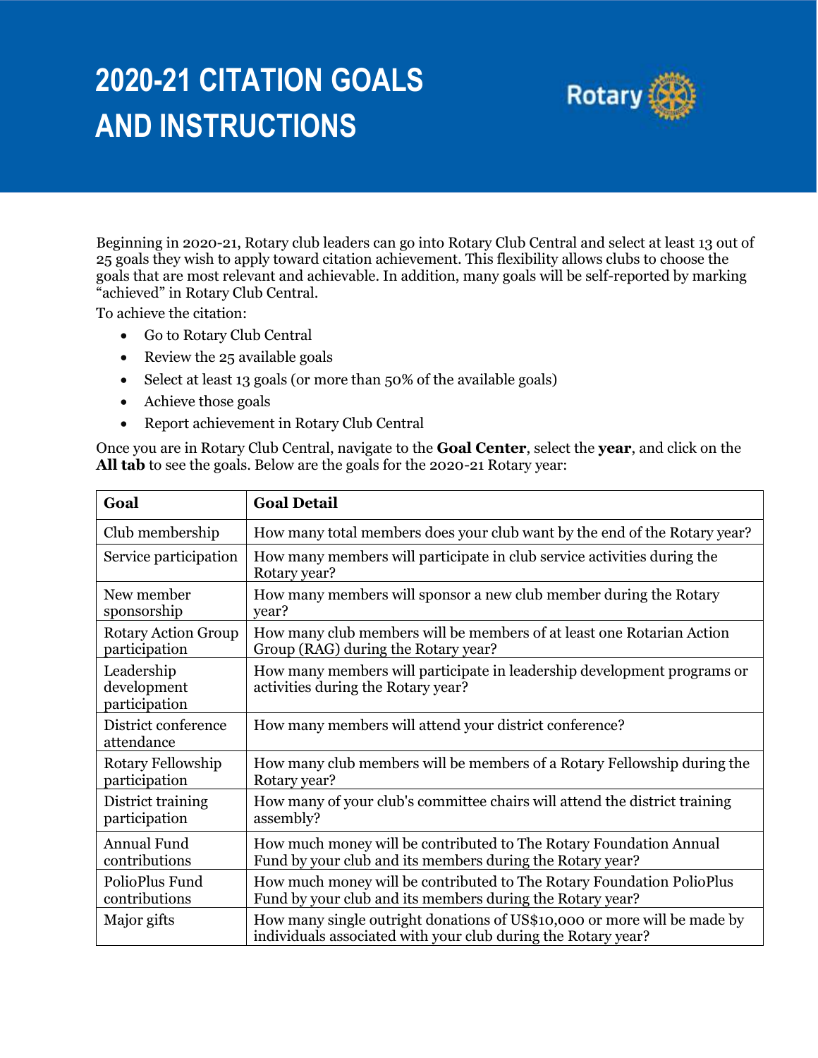# 2020-21 CITATION GOALS AND INSTRUCTIONS

Beginning in 2020-21, Rotary club leaders can go into Rotary Club Central and select at least 13 out of 25 goals they wish to apply toward citation achievement. This flexibility allows clubs to choose the goals that are most relevant and achievable. In addition, many goals will be self-reported by marking "achieved" in Rotary Club Central.

To achieve the citation:

- Go to Rotary Club Central
- Review the 25 available goals
- Select at least 13 goals (or more than 50% of the available goals)
- Achieve those goals
- Report achievement in Rotary Club Central

Once you are in Rotary Club Central, navigate to the **Goal Center**, select the **year**, and click on the **All tab** to see the goals. Below are the goals for the 2020-21 Rotary year:

| Goal | Goal Detail |
|---|---|
| Club membership | How many total members does your club want by the end of the Rotary year? |
| Service participation | How many members will participate in club service activities during the Rotary year? |
| New member sponsorship | How many members will sponsor a new club member during the Rotary year? |
| Rotary Action Group participation | How many club members will be members of at least one Rotarian Action Group (RAG) during the Rotary year? |
| Leadership development participation | How many members will participate in leadership development programs or activities during the Rotary year? |
| District conference attendance | How many members will attend your district conference? |
| Rotary Fellowship participation | How many club members will be members of a Rotary Fellowship during the Rotary year? |
| District training participation | How many of your club's committee chairs will attend the district training assembly? |
| Annual Fund contributions | How much money will be contributed to The Rotary Foundation Annual Fund by your club and its members during the Rotary year? |
| PolioPlus Fund contributions | How much money will be contributed to The Rotary Foundation PolioPlus Fund by your club and its members during the Rotary year? |
| Major gifts | How many single outright donations of US$10,000 or more will be made by individuals associated with your club during the Rotary year? |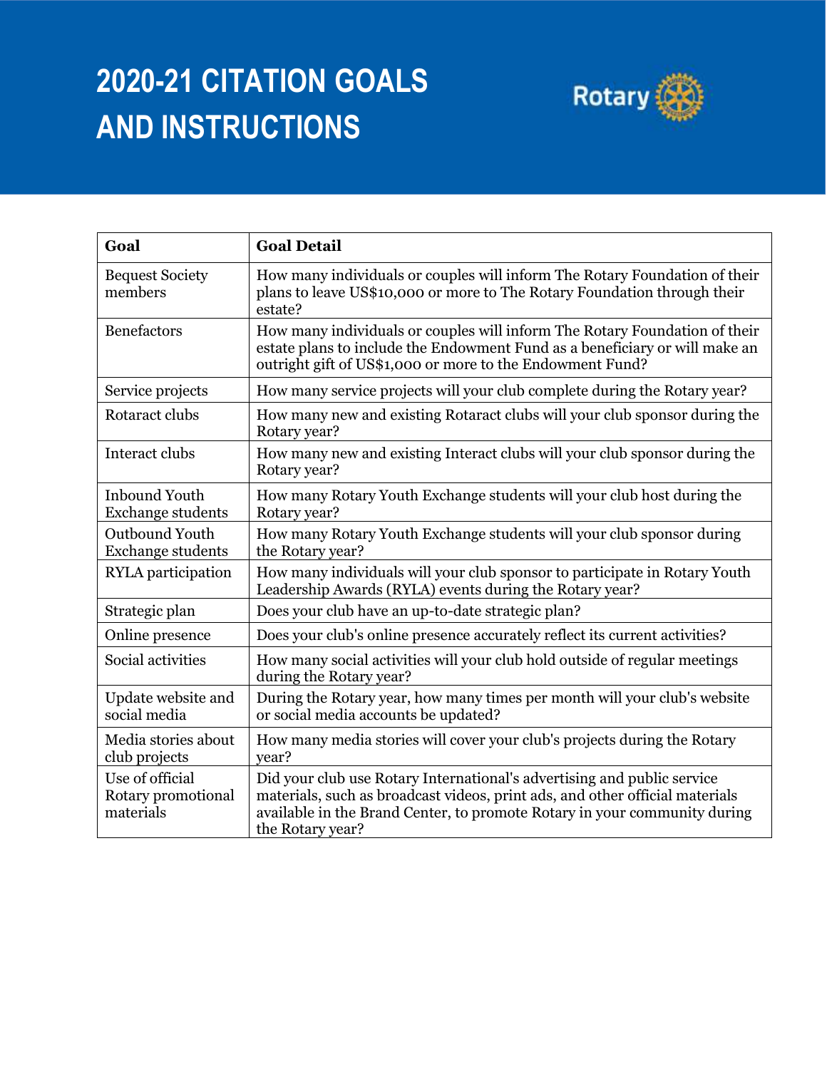# 2020-21 CITATION GOALS AND INSTRUCTIONS

| Goal | Goal Detail |
|---|---|
| Bequest Society members | How many individuals or couples will inform The Rotary Foundation of their plans to leave US$10,000 or more to The Rotary Foundation through their estate? |
| Benefactors | How many individuals or couples will inform The Rotary Foundation of their estate plans to include the Endowment Fund as a beneficiary or will make an outright gift of US$1,000 or more to the Endowment Fund? |
| Service projects | How many service projects will your club complete during the Rotary year? |
| Rotaract clubs | How many new and existing Rotaract clubs will your club sponsor during the Rotary year? |
| Interact clubs | How many new and existing Interact clubs will your club sponsor during the Rotary year? |
| Inbound Youth Exchange students | How many Rotary Youth Exchange students will your club host during the Rotary year? |
| Outbound Youth Exchange students | How many Rotary Youth Exchange students will your club sponsor during the Rotary year? |
| RYLA participation | How many individuals will your club sponsor to participate in Rotary Youth Leadership Awards (RYLA) events during the Rotary year? |
| Strategic plan | Does your club have an up-to-date strategic plan? |
| Online presence | Does your club's online presence accurately reflect its current activities? |
| Social activities | How many social activities will your club hold outside of regular meetings during the Rotary year? |
| Update website and social media | During the Rotary year, how many times per month will your club's website or social media accounts be updated? |
| Media stories about club projects | How many media stories will cover your club's projects during the Rotary year? |
| Use of official Rotary promotional materials | Did your club use Rotary International's advertising and public service materials, such as broadcast videos, print ads, and other official materials available in the Brand Center, to promote Rotary in your community during the Rotary year? |